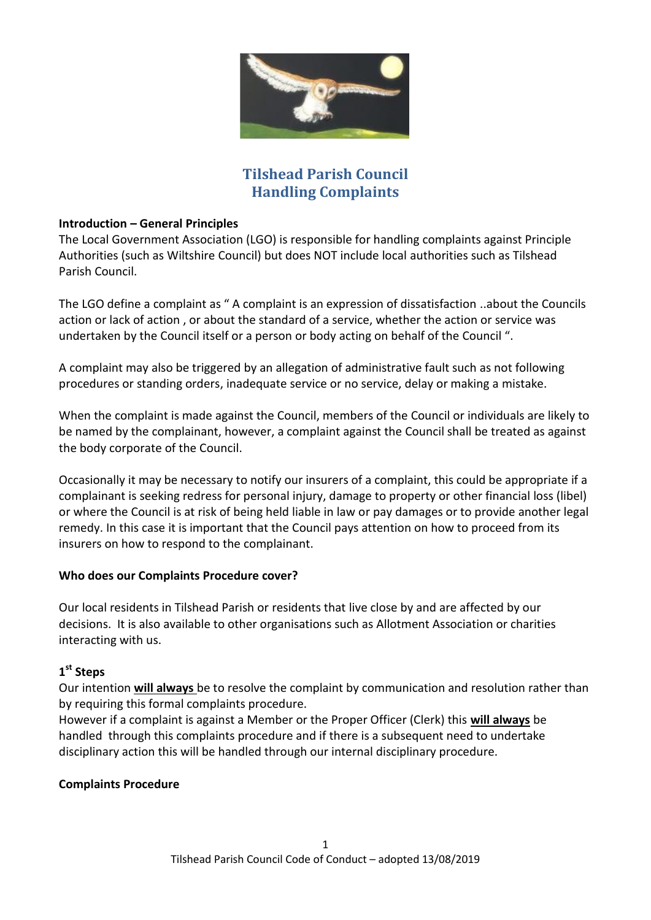# Tilshead Parish Council
# Handling Complaints

**Introduction – General Principles**

The Local Government Association (LGO) is responsible for handling complaints against Principle Authorities (such as Wiltshire Council) but does NOT include local authorities such as Tilshead Parish Council.

The LGO define a complaint as " A complaint is an expression of dissatisfaction ..about the Councils action or lack of action , or about the standard of a service, whether the action or service was undertaken by the Council itself or a person or body acting on behalf of the Council ".

A complaint may also be triggered by an allegation of administrative fault such as not following procedures or standing orders, inadequate service or no service, delay or making a mistake.

When the complaint is made against the Council, members of the Council or individuals are likely to be named by the complainant, however, a complaint against the Council shall be treated as against the body corporate of the Council.

Occasionally it may be necessary to notify our insurers of a complaint, this could be appropriate if a complainant is seeking redress for personal injury, damage to property or other financial loss (libel) or where the Council is at risk of being held liable in law or pay damages or to provide another legal remedy. In this case it is important that the Council pays attention on how to proceed from its insurers on how to respond to the complainant.

**Who does our Complaints Procedure cover?**

Our local residents in Tilshead Parish or residents that live close by and are affected by our decisions. It is also available to other organisations such as Allotment Association or charities interacting with us.

**1st Steps**

Our intention **will always** be to resolve the complaint by communication and resolution rather than by requiring this formal complaints procedure.
However if a complaint is against a Member or the Proper Officer (Clerk) this **will always** be handled through this complaints procedure and if there is a subsequent need to undertake disciplinary action this will be handled through our internal disciplinary procedure.

**Complaints Procedure**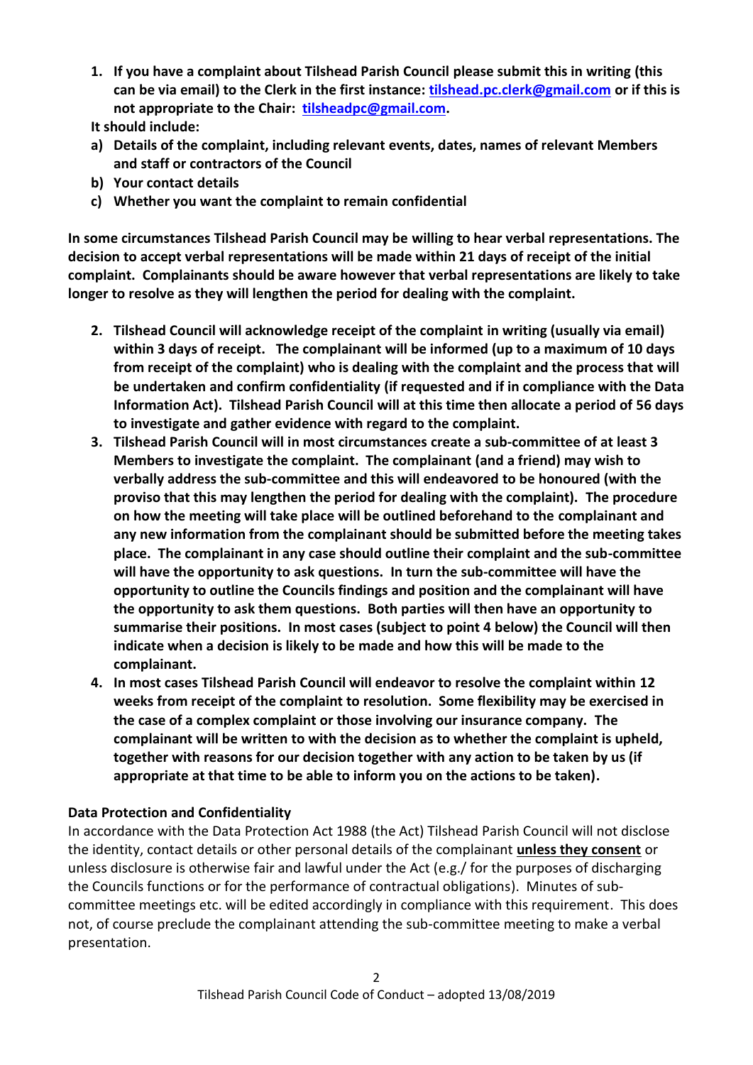1. **If you have a complaint about Tilshead Parish Council please submit this in writing (this can be via email) to the Clerk in the first instance: [tilshead.pc.clerk@gmail.com](mailto:tilshead.pc.clerk@gmail.com) or if this is not appropriate to the Chair: [tilsheadpc@gmail.com](mailto:tilsheadpc@gmail.com).**

**It should include:**

a) **Details of the complaint, including relevant events, dates, names of relevant Members and staff or contractors of the Council**
b) **Your contact details**
c) **Whether you want the complaint to remain confidential**

**In some circumstances Tilshead Parish Council may be willing to hear verbal representations. The decision to accept verbal representations will be made within 21 days of receipt of the initial complaint. Complainants should be aware however that verbal representations are likely to take longer to resolve as they will lengthen the period for dealing with the complaint.**

2. **Tilshead Council will acknowledge receipt of the complaint in writing (usually via email) within 3 days of receipt. The complainant will be informed (up to a maximum of 10 days from receipt of the complaint) who is dealing with the complaint and the process that will be undertaken and confirm confidentiality (if requested and if in compliance with the Data Information Act). Tilshead Parish Council will at this time then allocate a period of 56 days to investigate and gather evidence with regard to the complaint.**
3. **Tilshead Parish Council will in most circumstances create a sub-committee of at least 3 Members to investigate the complaint. The complainant (and a friend) may wish to verbally address the sub-committee and this will endeavored to be honoured (with the proviso that this may lengthen the period for dealing with the complaint). The procedure on how the meeting will take place will be outlined beforehand to the complainant and any new information from the complainant should be submitted before the meeting takes place. The complainant in any case should outline their complaint and the sub-committee will have the opportunity to ask questions. In turn the sub-committee will have the opportunity to outline the Councils findings and position and the complainant will have the opportunity to ask them questions. Both parties will then have an opportunity to summarise their positions. In most cases (subject to point 4 below) the Council will then indicate when a decision is likely to be made and how this will be made to the complainant.**
4. **In most cases Tilshead Parish Council will endeavor to resolve the complaint within 12 weeks from receipt of the complaint to resolution. Some flexibility may be exercised in the case of a complex complaint or those involving our insurance company. The complainant will be written to with the decision as to whether the complaint is upheld, together with reasons for our decision together with any action to be taken by us (if appropriate at that time to be able to inform you on the actions to be taken).**

**Data Protection and Confidentiality**

In accordance with the Data Protection Act 1988 (the Act) Tilshead Parish Council will not disclose the identity, contact details or other personal details of the complainant **unless they consent** or unless disclosure is otherwise fair and lawful under the Act (e.g./ for the purposes of discharging the Councils functions or for the performance of contractual obligations). Minutes of sub-committee meetings etc. will be edited accordingly in compliance with this requirement. This does not, of course preclude the complainant attending the sub-committee meeting to make a verbal presentation.